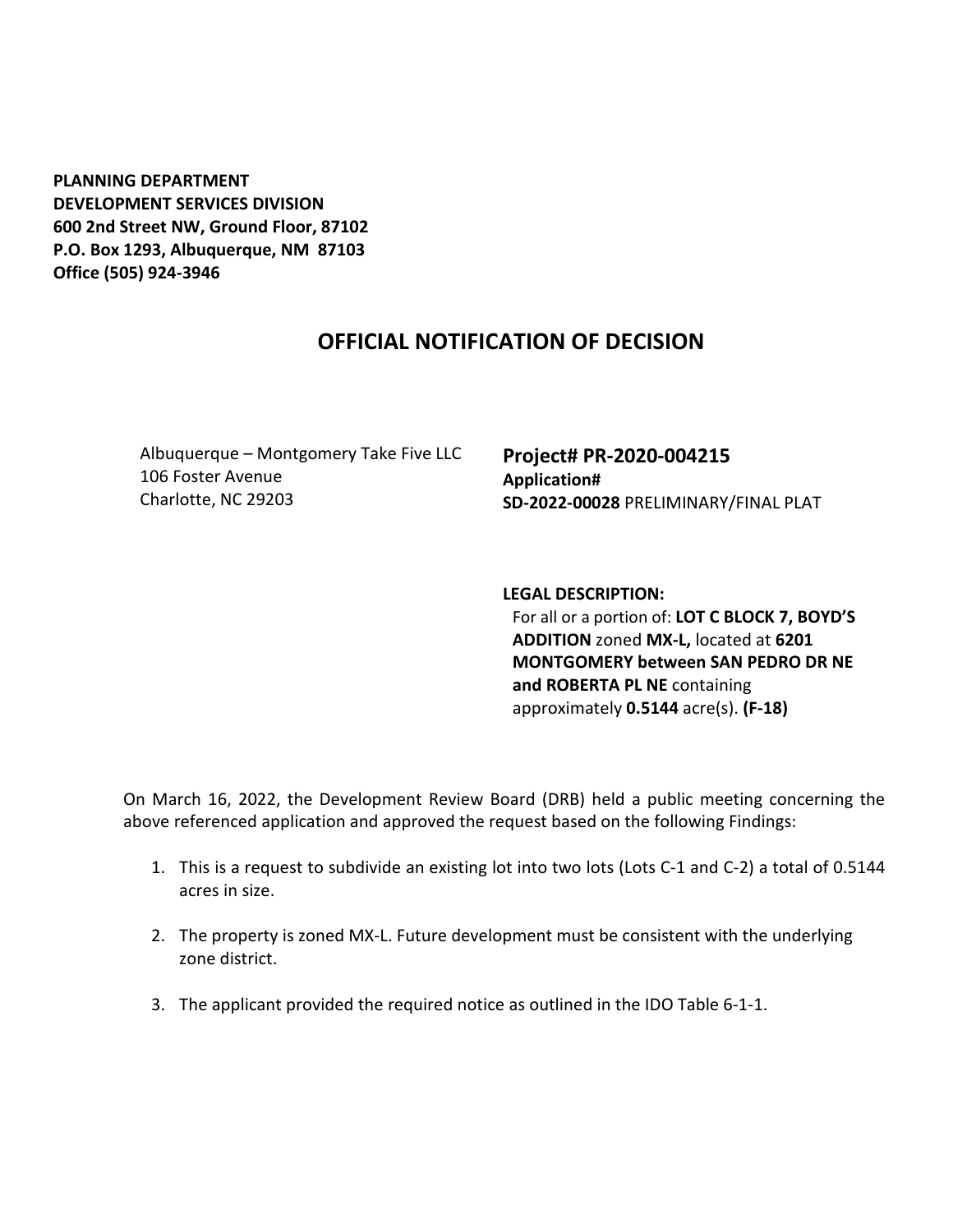**PLANNING DEPARTMENT**
**DEVELOPMENT SERVICES DIVISION**
**600 2nd Street NW, Ground Floor, 87102**
**P.O. Box 1293, Albuquerque, NM 87103**
**Office (505) 924-3946**

# OFFICIAL NOTIFICATION OF DECISION

Albuquerque – Montgomery Take Five LLC
106 Foster Avenue
Charlotte, NC 29203

**Project# PR-2020-004215**
**Application#**
**SD-2022-00028** PRELIMINARY/FINAL PLAT

**LEGAL DESCRIPTION:**
For all or a portion of: **LOT C BLOCK 7, BOYD'S ADDITION** zoned **MX-L,** located at **6201 MONTGOMERY between SAN PEDRO DR NE and ROBERTA PL NE** containing approximately **0.5144** acre(s). **(F-18)**

On March 16, 2022, the Development Review Board (DRB) held a public meeting concerning the above referenced application and approved the request based on the following Findings:

1. This is a request to subdivide an existing lot into two lots (Lots C-1 and C-2) a total of 0.5144 acres in size.

2. The property is zoned MX-L. Future development must be consistent with the underlying zone district.

3. The applicant provided the required notice as outlined in the IDO Table 6-1-1.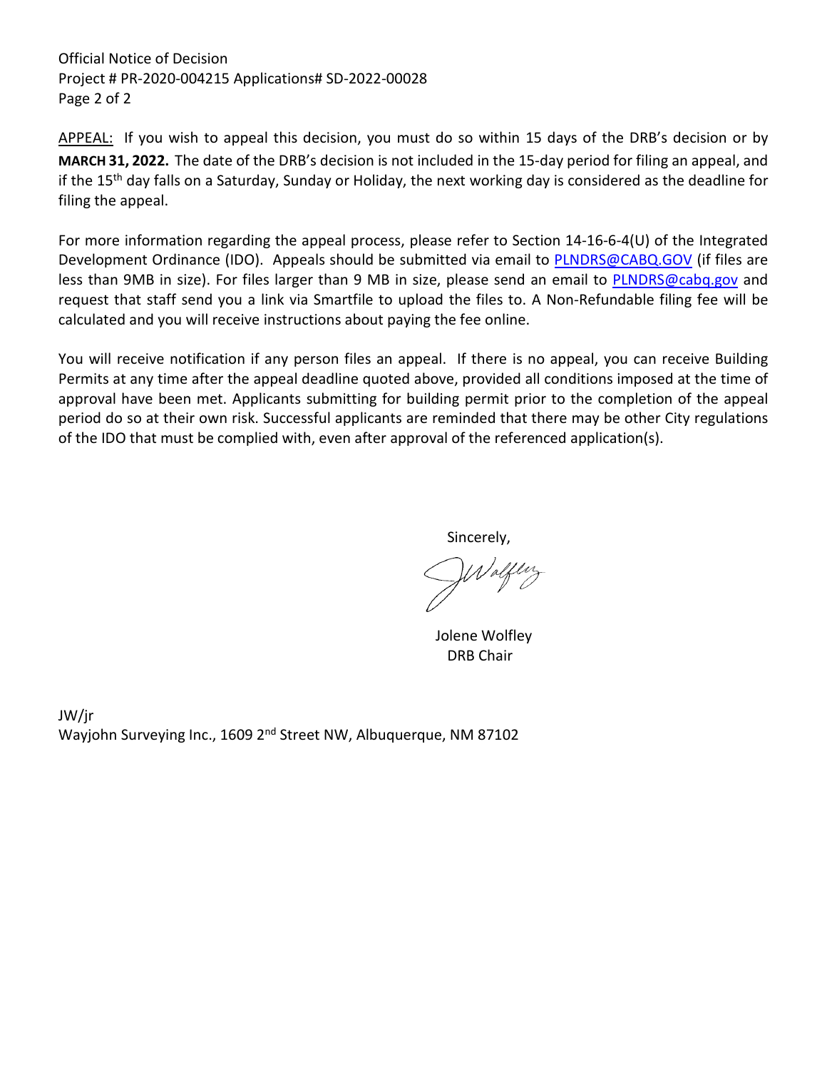Official Notice of Decision
Project # PR-2020-004215 Applications# SD-2022-00028

APPEAL: If you wish to appeal this decision, you must do so within 15 days of the DRB's decision or by **MARCH 31, 2022.** The date of the DRB's decision is not included in the 15-day period for filing an appeal, and if the 15th day falls on a Saturday, Sunday or Holiday, the next working day is considered as the deadline for filing the appeal.

For more information regarding the appeal process, please refer to Section 14-16-6-4(U) of the Integrated Development Ordinance (IDO). Appeals should be submitted via email to PLNDRS@CABQ.GOV (if files are less than 9MB in size). For files larger than 9 MB in size, please send an email to PLNDRS@cabq.gov and request that staff send you a link via Smartfile to upload the files to. A Non-Refundable filing fee will be calculated and you will receive instructions about paying the fee online.

You will receive notification if any person files an appeal. If there is no appeal, you can receive Building Permits at any time after the appeal deadline quoted above, provided all conditions imposed at the time of approval have been met. Applicants submitting for building permit prior to the completion of the appeal period do so at their own risk. Successful applicants are reminded that there may be other City regulations of the IDO that must be complied with, even after approval of the referenced application(s).

Sincerely,

JWolfley

Jolene Wolfley
DRB Chair

JW/jr
Wayjohn Surveying Inc., 1609 2nd Street NW, Albuquerque, NM 87102